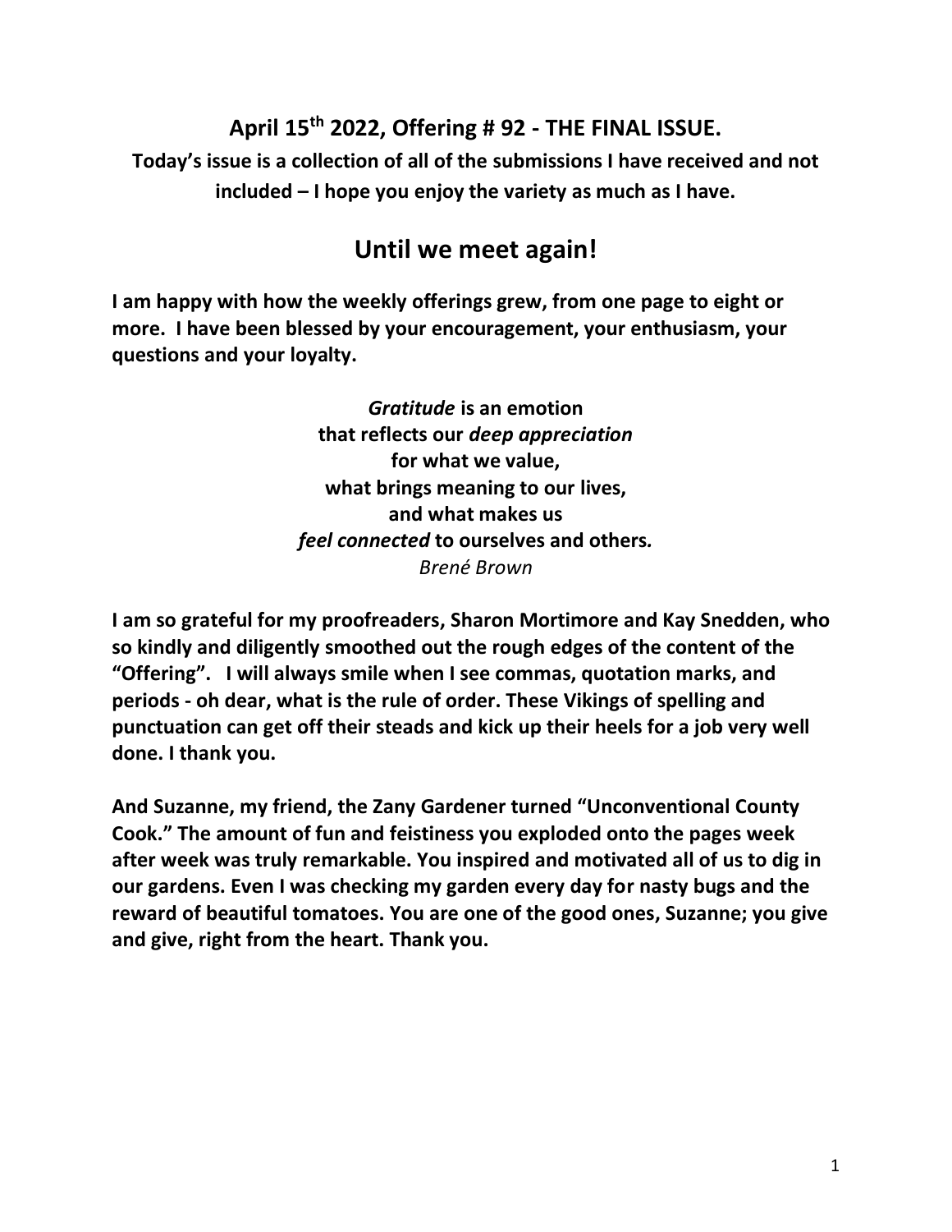**April 15th 2022, Offering # 92 - THE FINAL ISSUE.**

**Today's issue is a collection of all of the submissions I have received and not included – I hope you enjoy the variety as much as I have.**

## Until we meet again!

**I am happy with how the weekly offerings grew, from one page to eight or more. I have been blessed by your encouragement, your enthusiasm, your questions and your loyalty.**

***Gratitude*** **is an emotion**
**that reflects our** ***deep appreciation***
**for what we value,**
**what brings meaning to our lives,**
**and what makes us**
***feel connected*** **to ourselves and others.**
*Brené Brown*

**I am so grateful for my proofreaders, Sharon Mortimore and Kay Snedden, who so kindly and diligently smoothed out the rough edges of the content of the "Offering". I will always smile when I see commas, quotation marks, and periods - oh dear, what is the rule of order. These Vikings of spelling and punctuation can get off their steads and kick up their heels for a job very well done. I thank you.**

**And Suzanne, my friend, the Zany Gardener turned "Unconventional County Cook." The amount of fun and feistiness you exploded onto the pages week after week was truly remarkable. You inspired and motivated all of us to dig in our gardens. Even I was checking my garden every day for nasty bugs and the reward of beautiful tomatoes. You are one of the good ones, Suzanne; you give and give, right from the heart. Thank you.**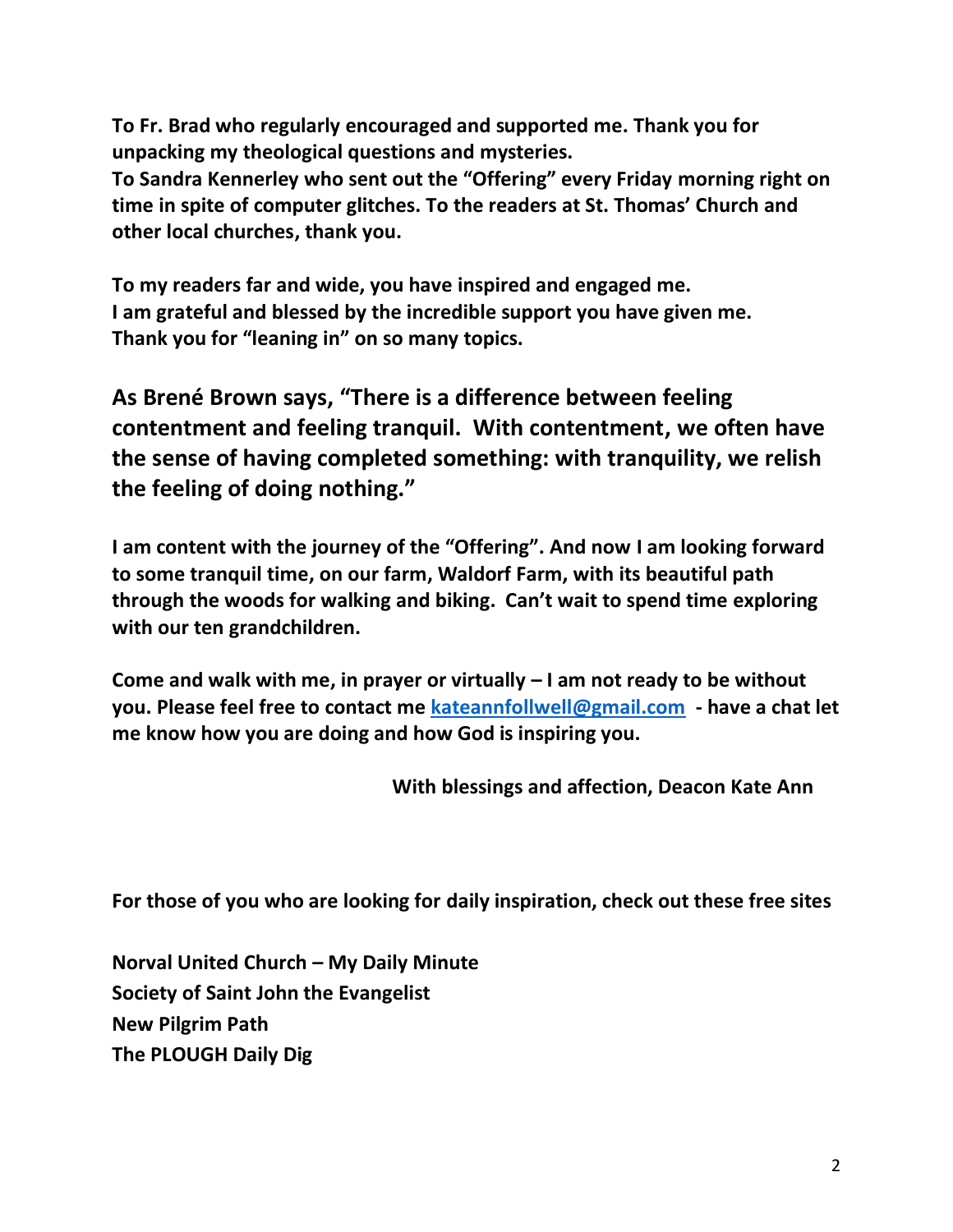**To Fr. Brad who regularly encouraged and supported me. Thank you for unpacking my theological questions and mysteries.**
**To Sandra Kennerley who sent out the "Offering" every Friday morning right on time in spite of computer glitches. To the readers at St. Thomas' Church and other local churches, thank you.**

**To my readers far and wide, you have inspired and engaged me.**
**I am grateful and blessed by the incredible support you have given me.**
**Thank you for "leaning in" on so many topics.**

**As Brené Brown says, "There is a difference between feeling contentment and feeling tranquil. With contentment, we often have the sense of having completed something: with tranquility, we relish the feeling of doing nothing."**

**I am content with the journey of the "Offering". And now I am looking forward to some tranquil time, on our farm, Waldorf Farm, with its beautiful path through the woods for walking and biking. Can't wait to spend time exploring with our ten grandchildren.**

**Come and walk with me, in prayer or virtually – I am not ready to be without you. Please feel free to contact me [kateannfollwell@gmail.com](mailto:kateannfollwell@gmail.com) - have a chat let me know how you are doing and how God is inspiring you.**

**With blessings and affection, Deacon Kate Ann**

**For those of you who are looking for daily inspiration, check out these free sites**

**Norval United Church – My Daily Minute**
**Society of Saint John the Evangelist**
**New Pilgrim Path**
**The PLOUGH Daily Dig**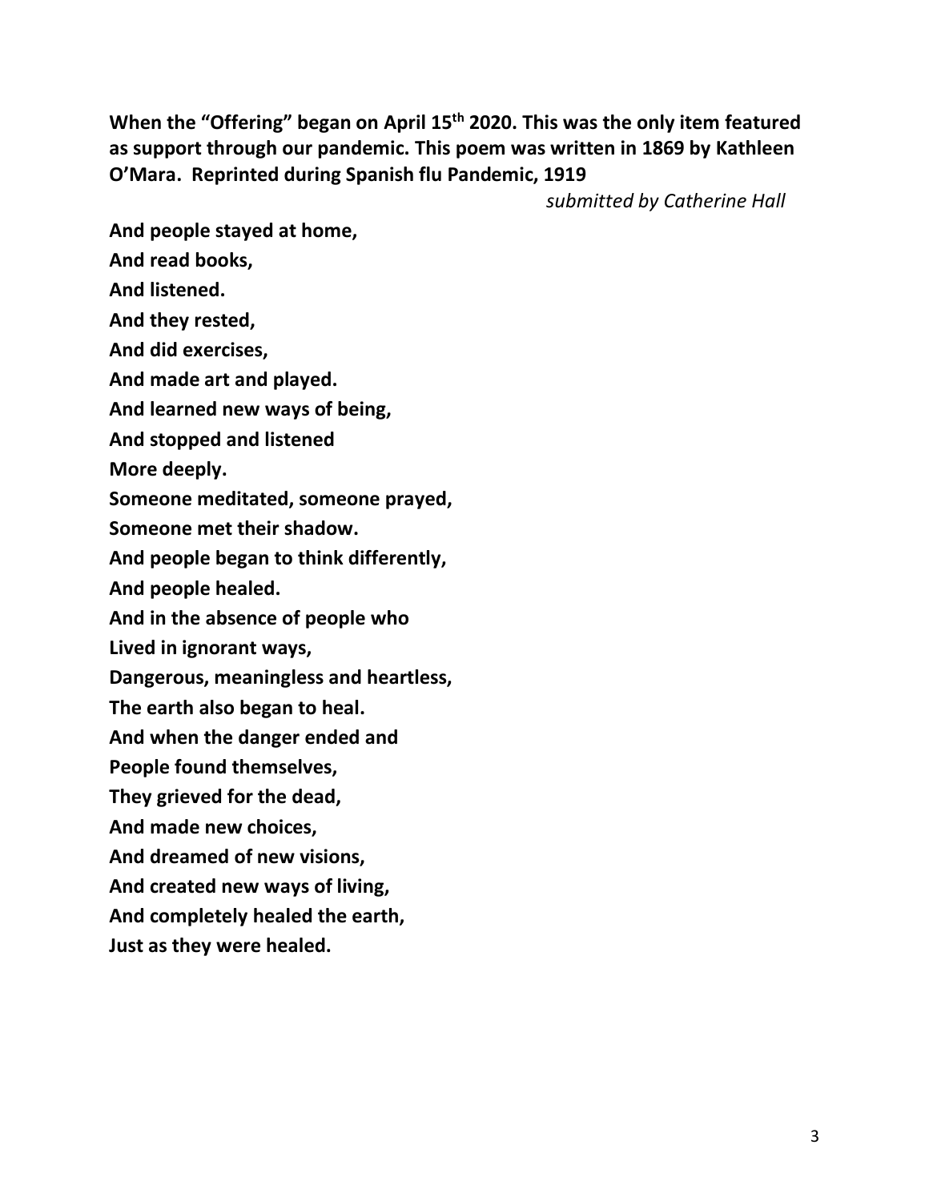**When the "Offering" began on April 15th 2020. This was the only item featured as support through our pandemic. This poem was written in 1869 by Kathleen O'Mara. Reprinted during Spanish flu Pandemic, 1919**

*submitted by Catherine Hall*

**And people stayed at home,**
**And read books,**
**And listened.**
**And they rested,**
**And did exercises,**
**And made art and played.**
**And learned new ways of being,**
**And stopped and listened**
**More deeply.**
**Someone meditated, someone prayed,**
**Someone met their shadow.**
**And people began to think differently,**
**And people healed.**
**And in the absence of people who**
**Lived in ignorant ways,**
**Dangerous, meaningless and heartless,**
**The earth also began to heal.**
**And when the danger ended and**
**People found themselves,**
**They grieved for the dead,**
**And made new choices,**
**And dreamed of new visions,**
**And created new ways of living,**
**And completely healed the earth,**
**Just as they were healed.**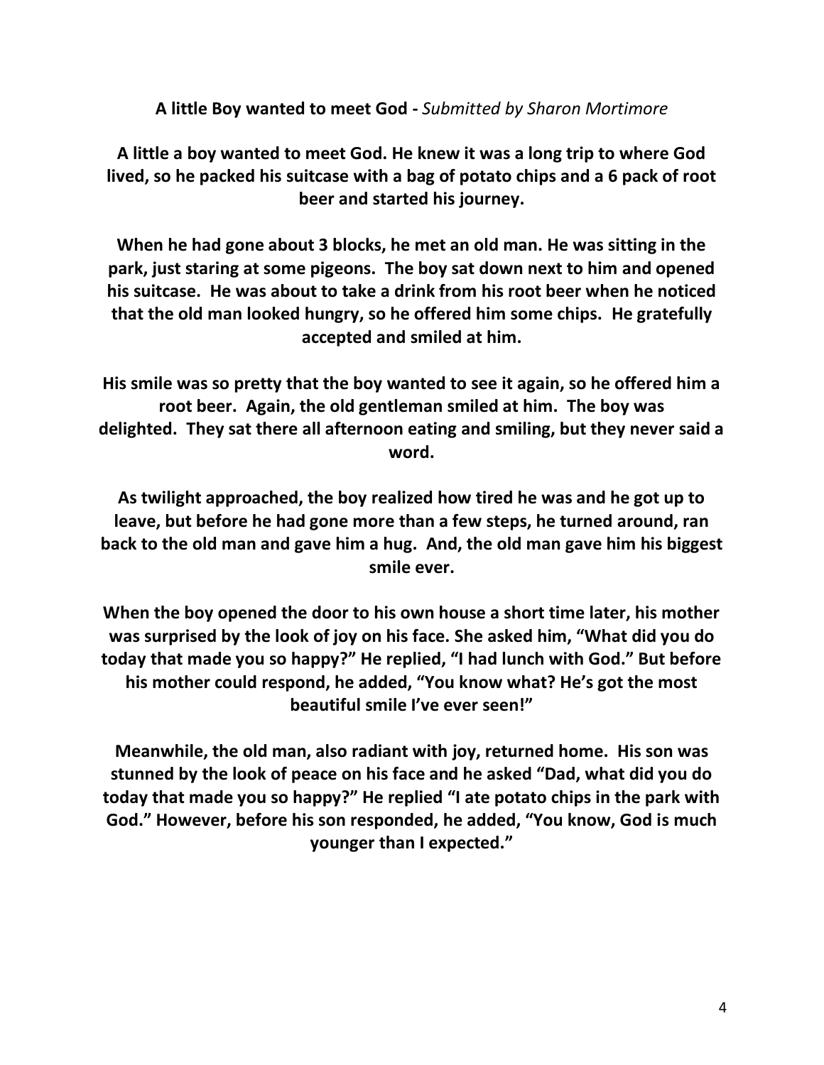**A little Boy wanted to meet God -** *Submitted by Sharon Mortimore*

**A little a boy wanted to meet God. He knew it was a long trip to where God lived, so he packed his suitcase with a bag of potato chips and a 6 pack of root beer and started his journey.**

**When he had gone about 3 blocks, he met an old man. He was sitting in the park, just staring at some pigeons. The boy sat down next to him and opened his suitcase. He was about to take a drink from his root beer when he noticed that the old man looked hungry, so he offered him some chips. He gratefully accepted and smiled at him.**

**His smile was so pretty that the boy wanted to see it again, so he offered him a root beer. Again, the old gentleman smiled at him. The boy was delighted. They sat there all afternoon eating and smiling, but they never said a word.**

**As twilight approached, the boy realized how tired he was and he got up to leave, but before he had gone more than a few steps, he turned around, ran back to the old man and gave him a hug. And, the old man gave him his biggest smile ever.**

**When the boy opened the door to his own house a short time later, his mother was surprised by the look of joy on his face. She asked him, "What did you do today that made you so happy?" He replied, "I had lunch with God." But before his mother could respond, he added, "You know what? He's got the most beautiful smile I've ever seen!"**

**Meanwhile, the old man, also radiant with joy, returned home. His son was stunned by the look of peace on his face and he asked "Dad, what did you do today that made you so happy?" He replied "I ate potato chips in the park with God." However, before his son responded, he added, "You know, God is much younger than I expected."**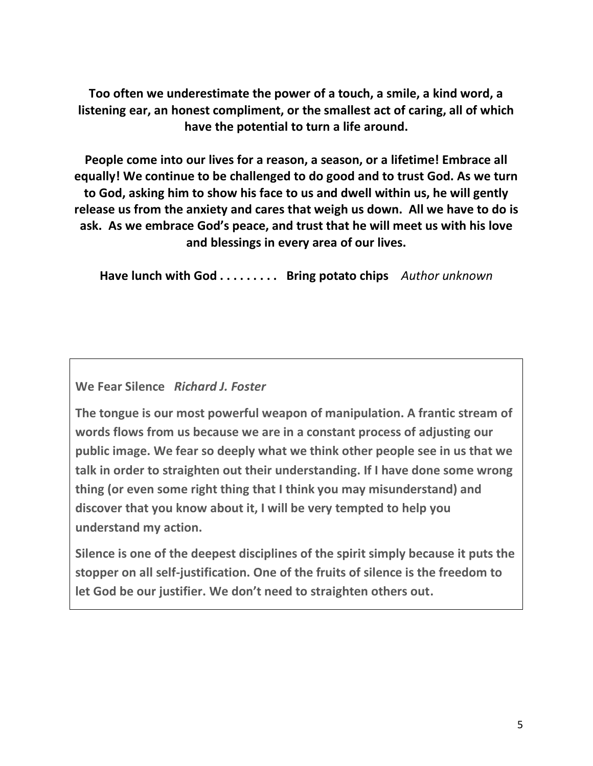**Too often we underestimate the power of a touch, a smile, a kind word, a listening ear, an honest compliment, or the smallest act of caring, all of which have the potential to turn a life around.**

**People come into our lives for a reason, a season, or a lifetime! Embrace all equally! We continue to be challenged to do good and to trust God. As we turn to God, asking him to show his face to us and dwell within us, he will gently release us from the anxiety and cares that weigh us down. All we have to do is ask. As we embrace God's peace, and trust that he will meet us with his love and blessings in every area of our lives.**

**Have lunch with God . . . . . . . . . Bring potato chips** *Author unknown*

**We Fear Silence** ***Richard J. Foster***

**The tongue is our most powerful weapon of manipulation. A frantic stream of words flows from us because we are in a constant process of adjusting our public image. We fear so deeply what we think other people see in us that we talk in order to straighten out their understanding. If I have done some wrong thing (or even some right thing that I think you may misunderstand) and discover that you know about it, I will be very tempted to help you understand my action.**

**Silence is one of the deepest disciplines of the spirit simply because it puts the stopper on all self-justification. One of the fruits of silence is the freedom to let God be our justifier. We don't need to straighten others out.**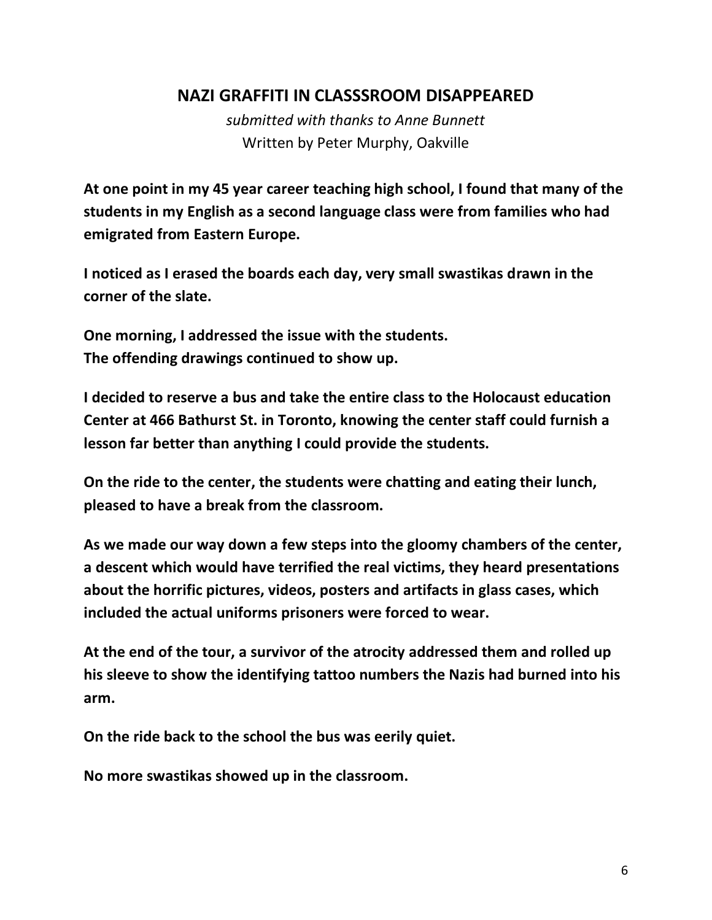## NAZI GRAFFITI IN CLASSSROOM DISAPPEARED

*submitted with thanks to Anne Bunnett*

Written by Peter Murphy, Oakville

**At one point in my 45 year career teaching high school, I found that many of the students in my English as a second language class were from families who had emigrated from Eastern Europe.**

**I noticed as I erased the boards each day, very small swastikas drawn in the corner of the slate.**

**One morning, I addressed the issue with the students.**
**The offending drawings continued to show up.**

**I decided to reserve a bus and take the entire class to the Holocaust education Center at 466 Bathurst St. in Toronto, knowing the center staff could furnish a lesson far better than anything I could provide the students.**

**On the ride to the center, the students were chatting and eating their lunch, pleased to have a break from the classroom.**

**As we made our way down a few steps into the gloomy chambers of the center, a descent which would have terrified the real victims, they heard presentations about the horrific pictures, videos, posters and artifacts in glass cases, which included the actual uniforms prisoners were forced to wear.**

**At the end of the tour, a survivor of the atrocity addressed them and rolled up his sleeve to show the identifying tattoo numbers the Nazis had burned into his arm.**

**On the ride back to the school the bus was eerily quiet.**

**No more swastikas showed up in the classroom.**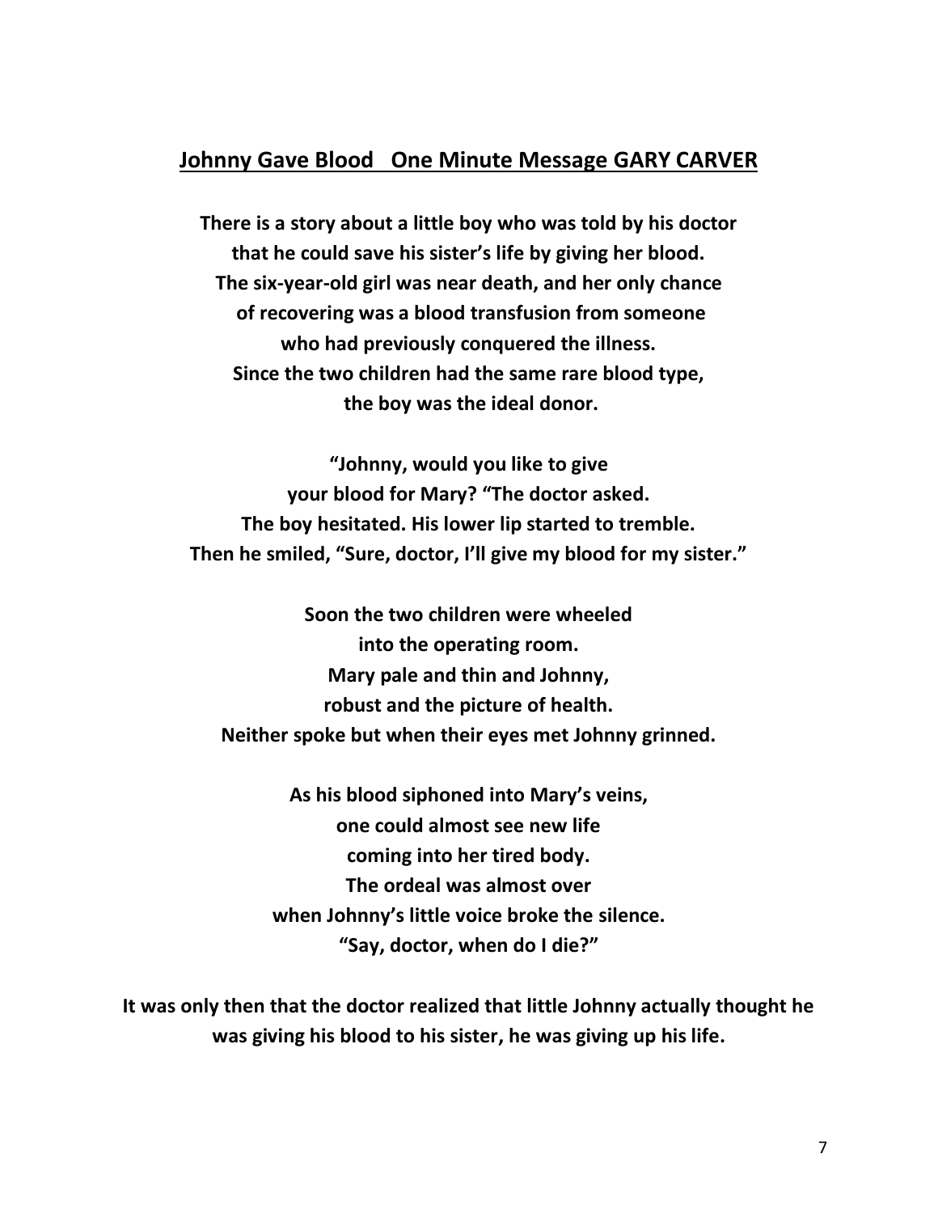## Johnny Gave Blood One Minute Message GARY CARVER

**There is a story about a little boy who was told by his doctor that he could save his sister's life by giving her blood. The six-year-old girl was near death, and her only chance of recovering was a blood transfusion from someone who had previously conquered the illness. Since the two children had the same rare blood type, the boy was the ideal donor.**

**"Johnny, would you like to give your blood for Mary? "The doctor asked. The boy hesitated. His lower lip started to tremble. Then he smiled, "Sure, doctor, I'll give my blood for my sister."**

**Soon the two children were wheeled into the operating room. Mary pale and thin and Johnny, robust and the picture of health. Neither spoke but when their eyes met Johnny grinned.**

**As his blood siphoned into Mary's veins, one could almost see new life coming into her tired body. The ordeal was almost over when Johnny's little voice broke the silence. "Say, doctor, when do I die?"**

**It was only then that the doctor realized that little Johnny actually thought he was giving his blood to his sister, he was giving up his life.**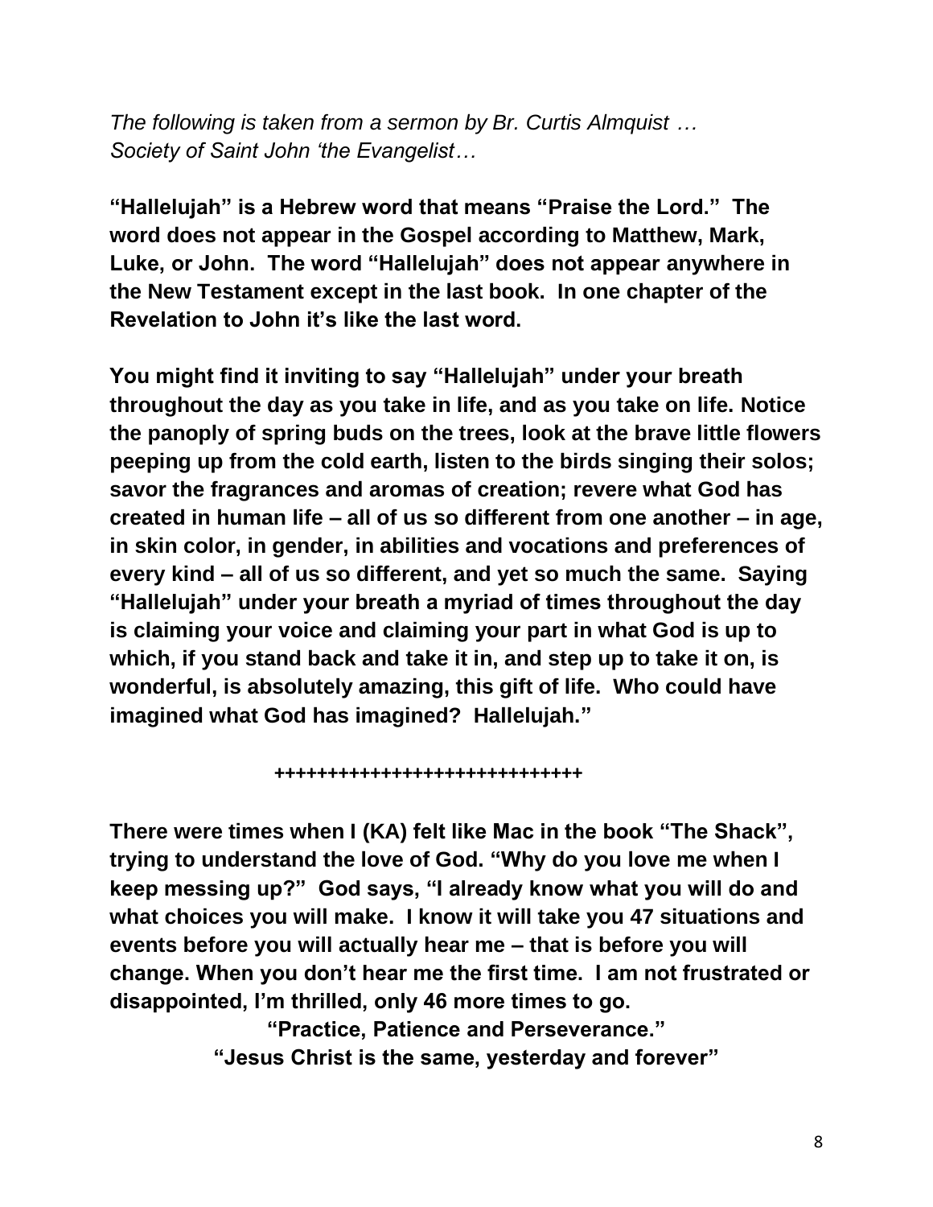*The following is taken from a sermon by Br. Curtis Almquist …*
*Society of Saint John 'the Evangelist…*

**"Hallelujah" is a Hebrew word that means "Praise the Lord." The word does not appear in the Gospel according to Matthew, Mark, Luke, or John. The word "Hallelujah" does not appear anywhere in the New Testament except in the last book. In one chapter of the Revelation to John it's like the last word.**

**You might find it inviting to say "Hallelujah" under your breath throughout the day as you take in life, and as you take on life. Notice the panoply of spring buds on the trees, look at the brave little flowers peeping up from the cold earth, listen to the birds singing their solos; savor the fragrances and aromas of creation; revere what God has created in human life – all of us so different from one another – in age, in skin color, in gender, in abilities and vocations and preferences of every kind – all of us so different, and yet so much the same. Saying "Hallelujah" under your breath a myriad of times throughout the day is claiming your voice and claiming your part in what God is up to which, if you stand back and take it in, and step up to take it on, is wonderful, is absolutely amazing, this gift of life. Who could have imagined what God has imagined? Hallelujah."**

**+++++++++++++++++++++++++++++**

**There were times when I (KA) felt like Mac in the book "The Shack", trying to understand the love of God. "Why do you love me when I keep messing up?" God says, "I already know what you will do and what choices you will make. I know it will take you 47 situations and events before you will actually hear me – that is before you will change. When you don't hear me the first time. I am not frustrated or disappointed, I'm thrilled, only 46 more times to go.**

**"Practice, Patience and Perseverance."**

**"Jesus Christ is the same, yesterday and forever"**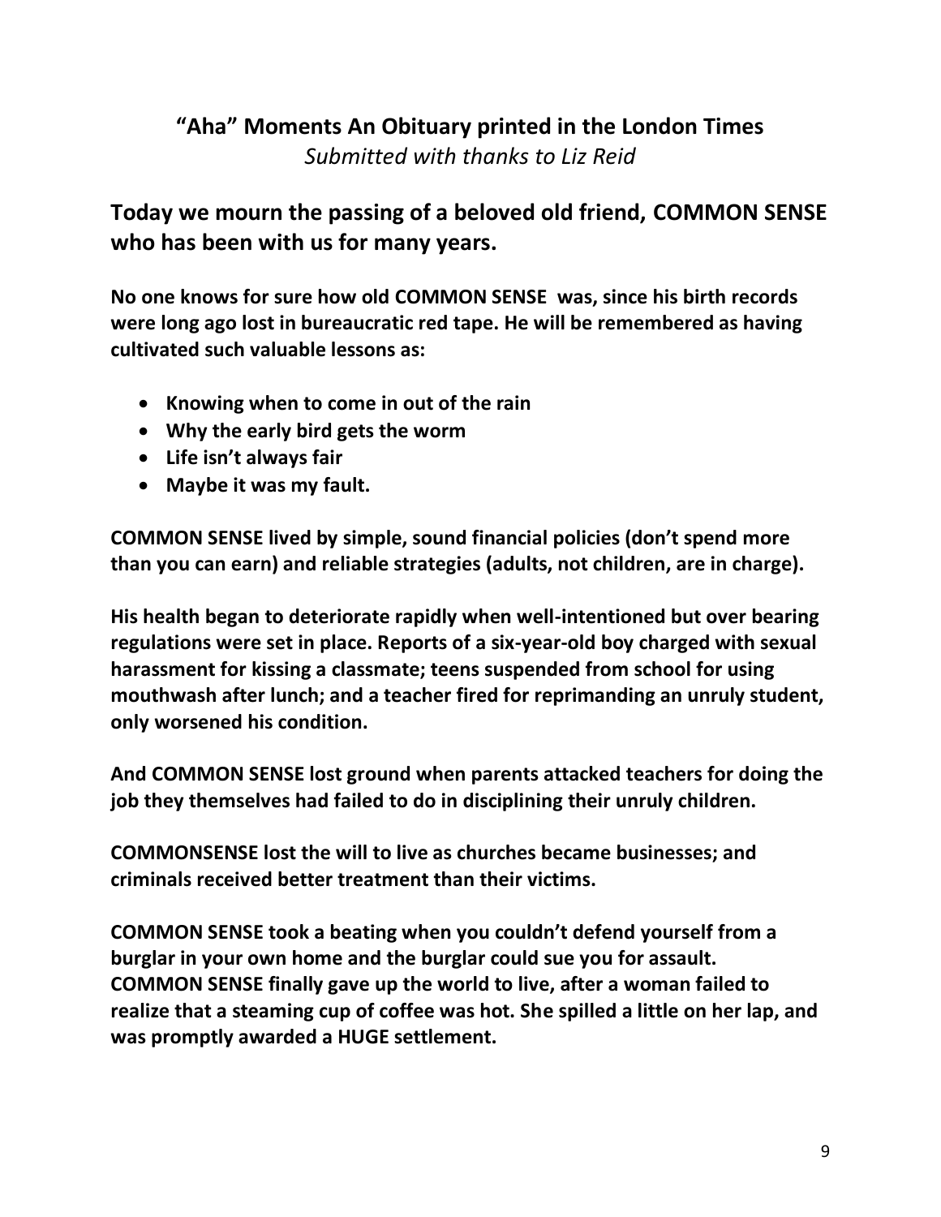## **"Aha" Moments An Obituary printed in the London Times**

*Submitted with thanks to Liz Reid*

### **Today we mourn the passing of a beloved old friend, COMMON SENSE who has been with us for many years.**

**No one knows for sure how old COMMON SENSE was, since his birth records were long ago lost in bureaucratic red tape. He will be remembered as having cultivated such valuable lessons as:**

- **Knowing when to come in out of the rain**
- **Why the early bird gets the worm**
- **Life isn't always fair**
- **Maybe it was my fault.**

**COMMON SENSE lived by simple, sound financial policies (don't spend more than you can earn) and reliable strategies (adults, not children, are in charge).**

**His health began to deteriorate rapidly when well-intentioned but over bearing regulations were set in place. Reports of a six-year-old boy charged with sexual harassment for kissing a classmate; teens suspended from school for using mouthwash after lunch; and a teacher fired for reprimanding an unruly student, only worsened his condition.**

**And COMMON SENSE lost ground when parents attacked teachers for doing the job they themselves had failed to do in disciplining their unruly children.**

**COMMONSENSE lost the will to live as churches became businesses; and criminals received better treatment than their victims.**

**COMMON SENSE took a beating when you couldn't defend yourself from a burglar in your own home and the burglar could sue you for assault. COMMON SENSE finally gave up the world to live, after a woman failed to realize that a steaming cup of coffee was hot. She spilled a little on her lap, and was promptly awarded a HUGE settlement.**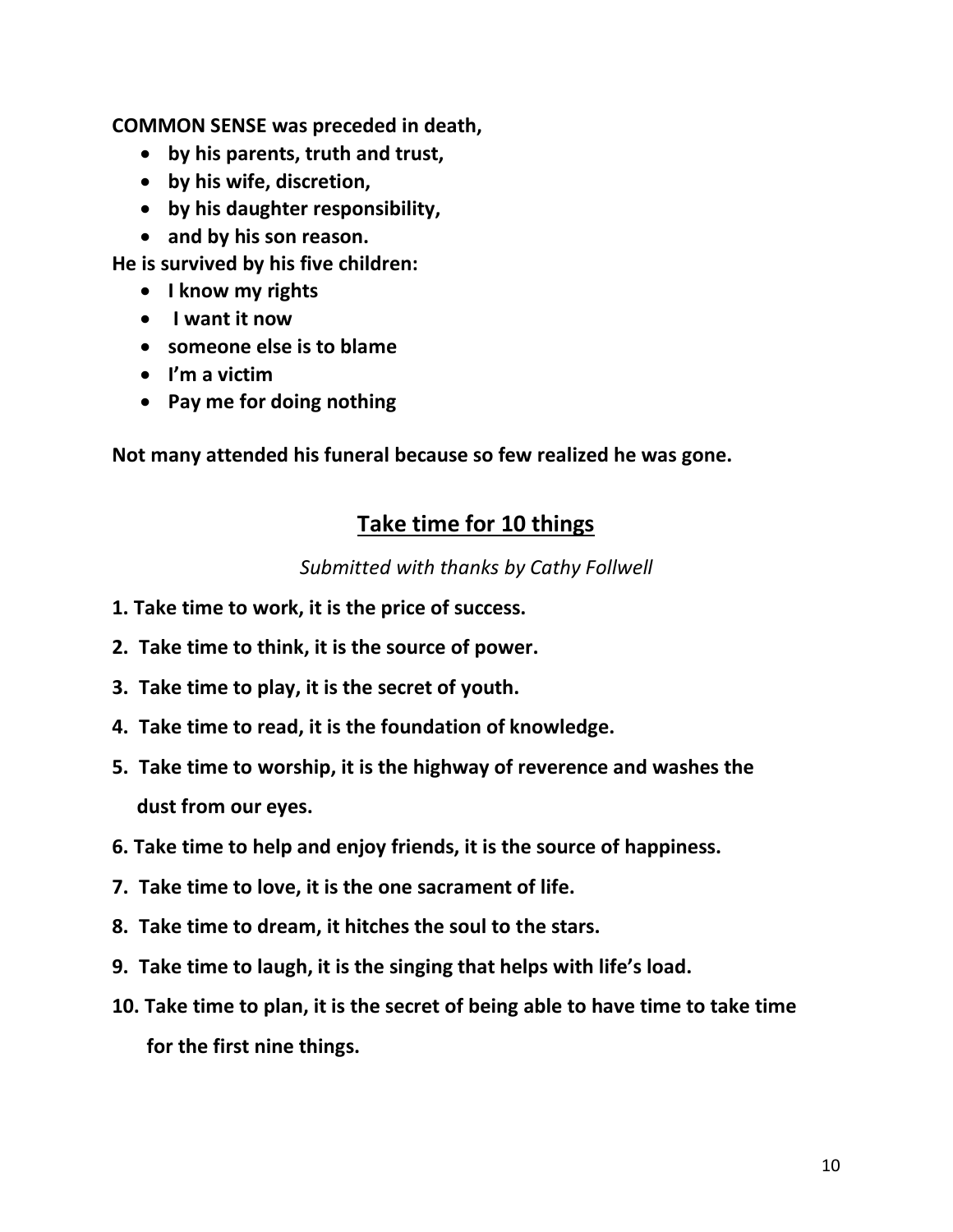**COMMON SENSE was preceded in death,**

- **by his parents, truth and trust,**
- **by his wife, discretion,**
- **by his daughter responsibility,**
- **and by his son reason.**

**He is survived by his five children:**

- **I know my rights**
- **I want it now**
- **someone else is to blame**
- **I'm a victim**
- **Pay me for doing nothing**

**Not many attended his funeral because so few realized he was gone.**

## Take time for 10 things

*Submitted with thanks by Cathy Follwell*

1. **Take time to work, it is the price of success.**
2. **Take time to think, it is the source of power.**
3. **Take time to play, it is the secret of youth.**
4. **Take time to read, it is the foundation of knowledge.**
5. **Take time to worship, it is the highway of reverence and washes the dust from our eyes.**
6. **Take time to help and enjoy friends, it is the source of happiness.**
7. **Take time to love, it is the one sacrament of life.**
8. **Take time to dream, it hitches the soul to the stars.**
9. **Take time to laugh, it is the singing that helps with life's load.**
10. **Take time to plan, it is the secret of being able to have time to take time for the first nine things.**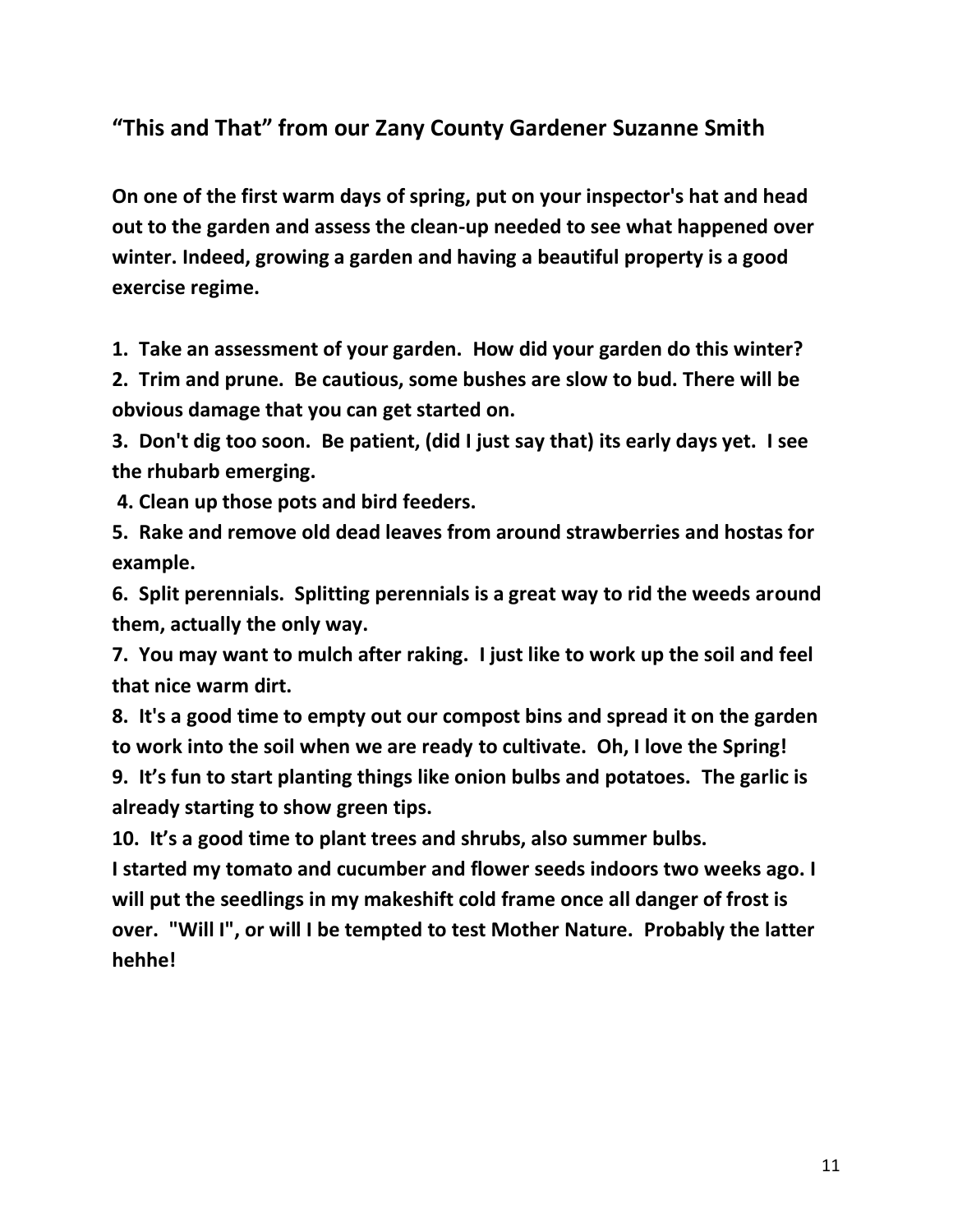## "This and That" from our Zany County Gardener Suzanne Smith

**On one of the first warm days of spring, put on your inspector's hat and head out to the garden and assess the clean-up needed to see what happened over winter. Indeed, growing a garden and having a beautiful property is a good exercise regime.**

**1. Take an assessment of your garden. How did your garden do this winter?**
**2. Trim and prune. Be cautious, some bushes are slow to bud. There will be obvious damage that you can get started on.**
**3. Don't dig too soon. Be patient, (did I just say that) its early days yet. I see the rhubarb emerging.**
**4. Clean up those pots and bird feeders.**
**5. Rake and remove old dead leaves from around strawberries and hostas for example.**
**6. Split perennials. Splitting perennials is a great way to rid the weeds around them, actually the only way.**
**7. You may want to mulch after raking. I just like to work up the soil and feel that nice warm dirt.**
**8. It's a good time to empty out our compost bins and spread it on the garden to work into the soil when we are ready to cultivate. Oh, I love the Spring!**
**9. It's fun to start planting things like onion bulbs and potatoes. The garlic is already starting to show green tips.**
**10. It's a good time to plant trees and shrubs, also summer bulbs.**
**I started my tomato and cucumber and flower seeds indoors two weeks ago. I will put the seedlings in my makeshift cold frame once all danger of frost is over. "Will I", or will I be tempted to test Mother Nature. Probably the latter hehhe!**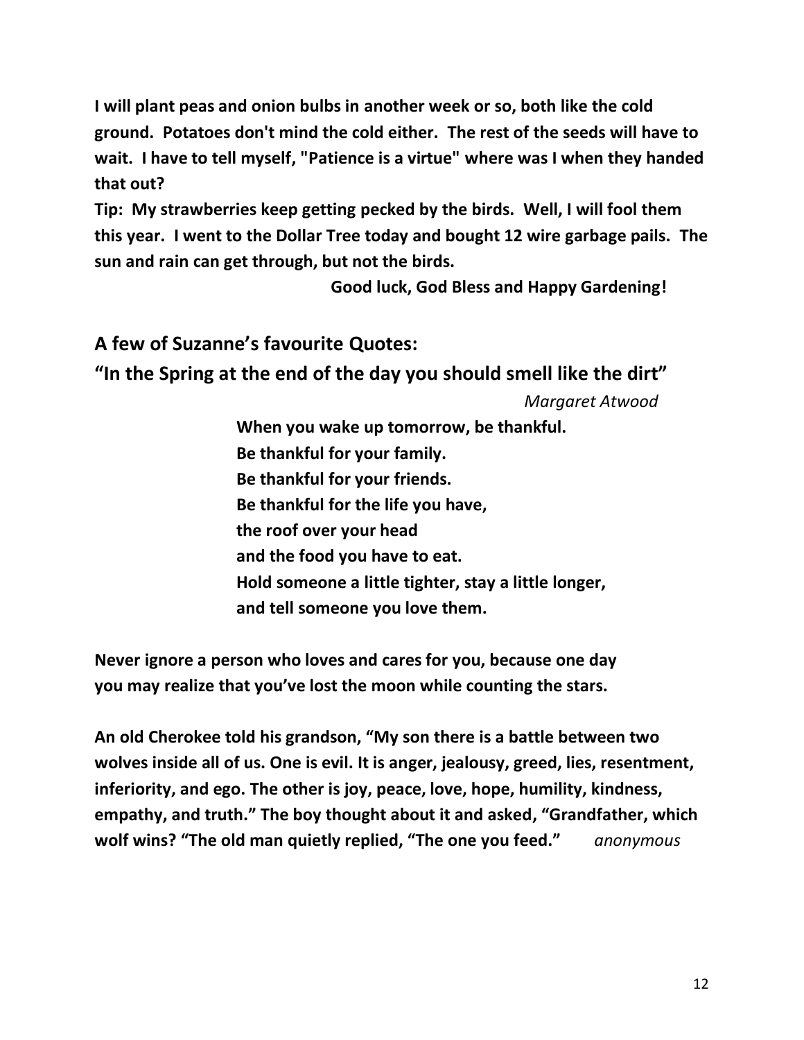**I will plant peas and onion bulbs in another week or so, both like the cold ground. Potatoes don't mind the cold either. The rest of the seeds will have to wait. I have to tell myself, "Patience is a virtue" where was I when they handed that out?**

**Tip: My strawberries keep getting pecked by the birds. Well, I will fool them this year. I went to the Dollar Tree today and bought 12 wire garbage pails. The sun and rain can get through, but not the birds.**

**Good luck, God Bless and Happy Gardening!**

## A few of Suzanne's favourite Quotes:

## "In the Spring at the end of the day you should smell like the dirt"

*Margaret Atwood*

**When you wake up tomorrow, be thankful.**
**Be thankful for your family.**
**Be thankful for your friends.**
**Be thankful for the life you have,**
**the roof over your head**
**and the food you have to eat.**
**Hold someone a little tighter, stay a little longer,**
**and tell someone you love them.**

**Never ignore a person who loves and cares for you, because one day you may realize that you've lost the moon while counting the stars.**

**An old Cherokee told his grandson, "My son there is a battle between two wolves inside all of us. One is evil. It is anger, jealousy, greed, lies, resentment, inferiority, and ego. The other is joy, peace, love, hope, humility, kindness, empathy, and truth." The boy thought about it and asked, "Grandfather, which wolf wins? "The old man quietly replied, "The one you feed."** *anonymous*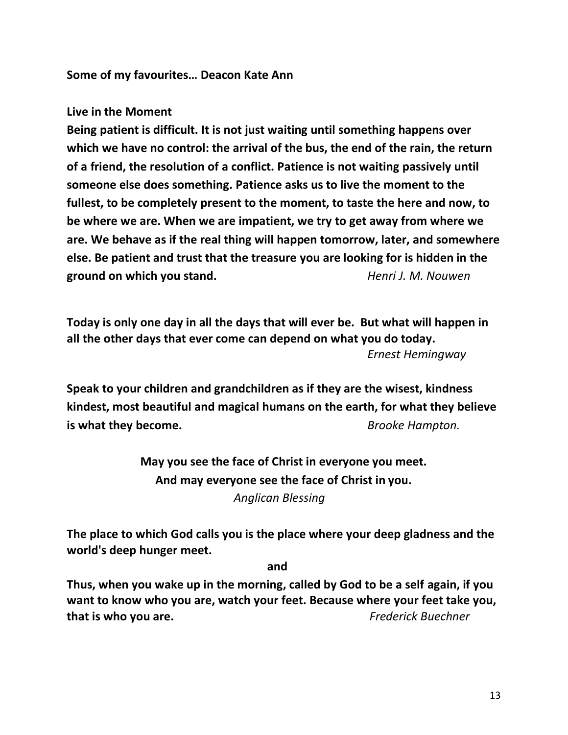**Some of my favourites… Deacon Kate Ann**

**Live in the Moment**

**Being patient is difficult. It is not just waiting until something happens over which we have no control: the arrival of the bus, the end of the rain, the return of a friend, the resolution of a conflict. Patience is not waiting passively until someone else does something. Patience asks us to live the moment to the fullest, to be completely present to the moment, to taste the here and now, to be where we are. When we are impatient, we try to get away from where we are. We behave as if the real thing will happen tomorrow, later, and somewhere else. Be patient and trust that the treasure you are looking for is hidden in the ground on which you stand.** *Henri J. M. Nouwen*

**Today is only one day in all the days that will ever be. But what will happen in all the other days that ever come can depend on what you do today.**
*Ernest Hemingway*

**Speak to your children and grandchildren as if they are the wisest, kindness kindest, most beautiful and magical humans on the earth, for what they believe is what they become.** *Brooke Hampton.*

**May you see the face of Christ in everyone you meet.**
**And may everyone see the face of Christ in you.**
*Anglican Blessing*

**The place to which God calls you is the place where your deep gladness and the world's deep hunger meet.**

**and**

**Thus, when you wake up in the morning, called by God to be a self again, if you want to know who you are, watch your feet. Because where your feet take you, that is who you are.** *Frederick Buechner*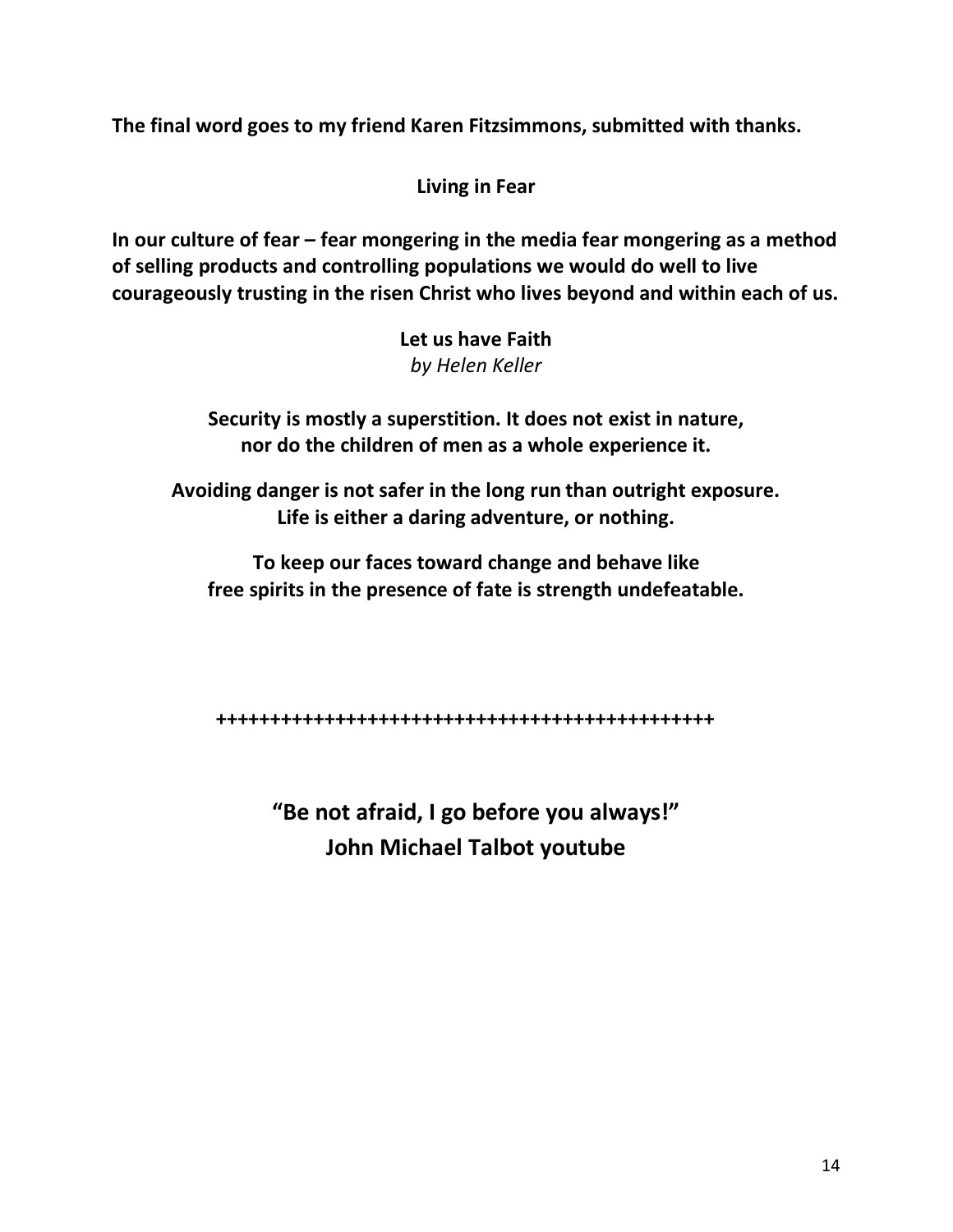**The final word goes to my friend Karen Fitzsimmons, submitted with thanks.**

**Living in Fear**

**In our culture of fear – fear mongering in the media fear mongering as a method of selling products and controlling populations we would do well to live courageously trusting in the risen Christ who lives beyond and within each of us.**

**Let us have Faith**
*by Helen Keller*

**Security is mostly a superstition. It does not exist in nature,**
**nor do the children of men as a whole experience it.**

**Avoiding danger is not safer in the long run than outright exposure.**
**Life is either a daring adventure, or nothing.**

**To keep our faces toward change and behave like**
**free spirits in the presence of fate is strength undefeatable.**

**++++++++++++++++++++++++++++++++++++++++++++++++**

**"Be not afraid, I go before you always!"**
**John Michael Talbot youtube**